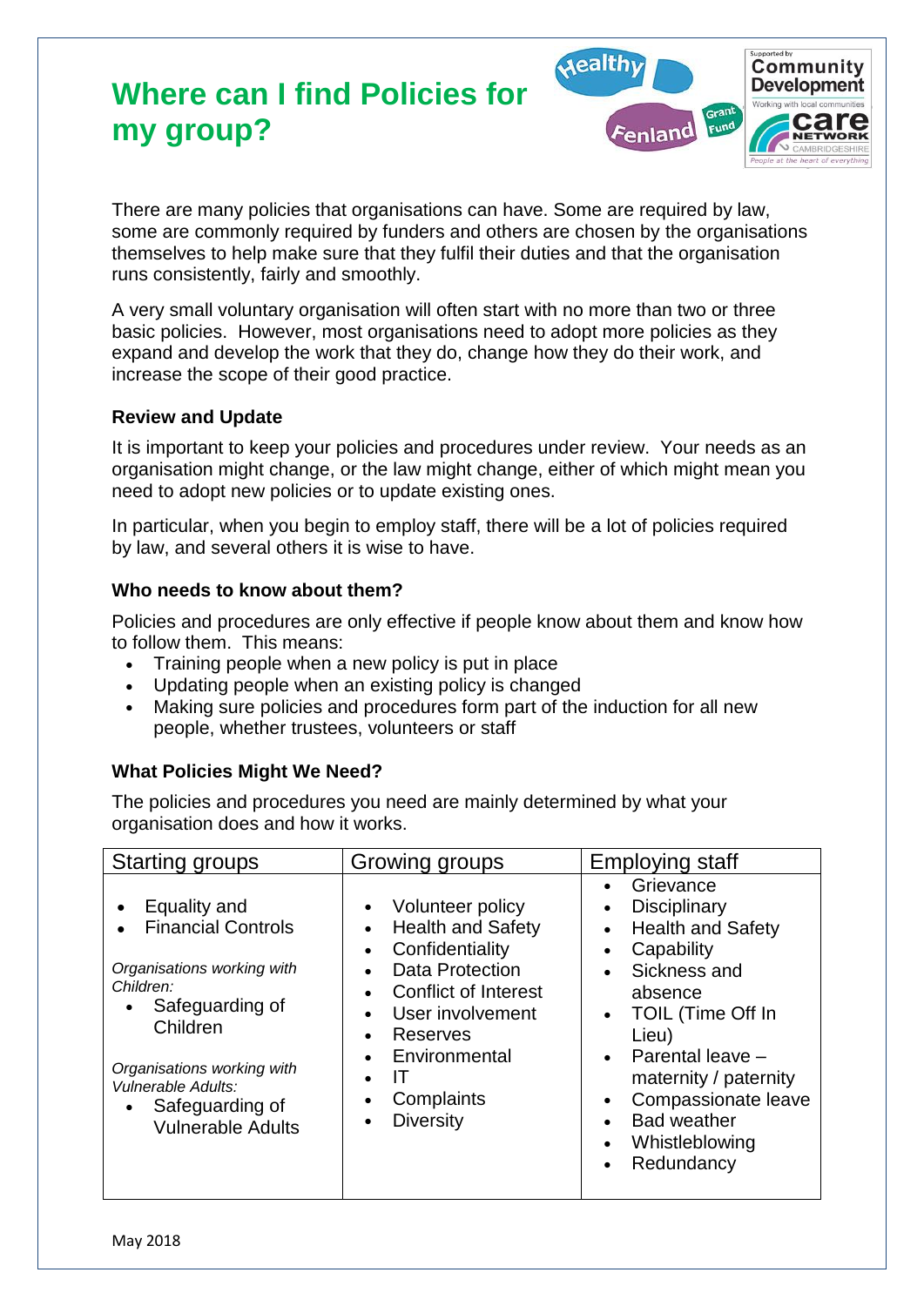# Where can I find Policies for my group?

There are many policies that organisations can have. Some are required by law, some are commonly required by funders and others are chosen by the organisations themselves to help make sure that they fulfil their duties and that the organisation runs consistently, fairly and smoothly.

A very small voluntary organisation will often start with no more than two or three basic policies. However, most organisations need to adopt more policies as they expand and develop the work that they do, change how they do their work, and increase the scope of their good practice.

### Review and Update

It is important to keep your policies and procedures under review. Your needs as an organisation might change, or the law might change, either of which might mean you need to adopt new policies or to update existing ones.

In particular, when you begin to employ staff, there will be a lot of policies required by law, and several others it is wise to have.

### Who needs to know about them?

Policies and procedures are only effective if people know about them and know how to follow them. This means:

- Training people when a new policy is put in place
- Updating people when an existing policy is changed
- Making sure policies and procedures form part of the induction for all new people, whether trustees, volunteers or staff

### What Policies Might We Need?

The policies and procedures you need are mainly determined by what your organisation does and how it works.

| Starting groups | Growing groups | Employing staff |
|---|---|---|
| • Equality and<br>• Financial Controls<br><br>*Organisations working with Children:*<br>• Safeguarding of Children<br><br>*Organisations working with Vulnerable Adults:*<br>• Safeguarding of Vulnerable Adults | • Volunteer policy<br>• Health and Safety<br>• Confidentiality<br>• Data Protection<br>• Conflict of Interest<br>• User involvement<br>• Reserves<br>• Environmental<br>• IT<br>• Complaints<br>• Diversity | • Grievance<br>• Disciplinary<br>• Health and Safety<br>• Capability<br>• Sickness and absence<br>• TOIL (Time Off In Lieu)<br>• Parental leave – maternity / paternity<br>• Compassionate leave<br>• Bad weather<br>• Whistleblowing<br>• Redundancy |

May 2018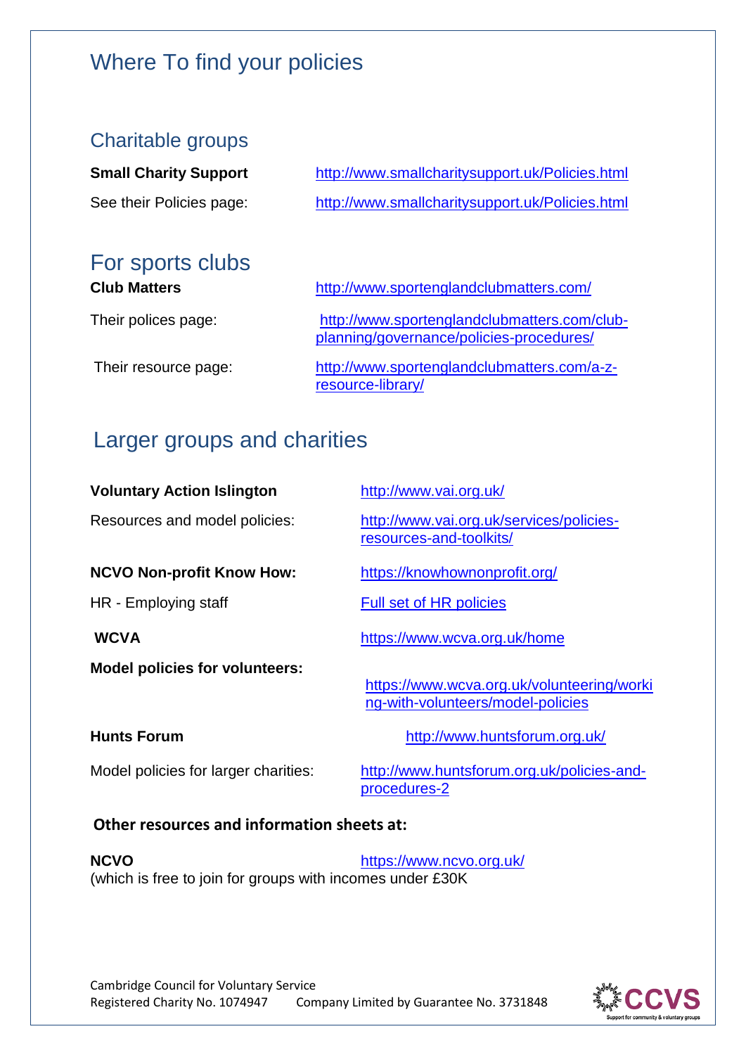# Where To find your policies

## Charitable groups

**Small Charity Support** http://www.smallcharitysupport.uk/Policies.html

See their Policies page: http://www.smallcharitysupport.uk/Policies.html

## For sports clubs

**Club Matters** http://www.sportenglandclubmatters.com/

Their polices page: http://www.sportenglandclubmatters.com/club-planning/governance/policies-procedures/

Their resource page: http://www.sportenglandclubmatters.com/a-z-resource-library/

## Larger groups and charities

**Voluntary Action Islington** http://www.vai.org.uk/

Resources and model policies: http://www.vai.org.uk/services/policies-resources-and-toolkits/

**NCVO Non-profit Know How:** https://knowhownonprofit.org/

HR - Employing staff Full set of HR policies

**WCVA** https://www.wcva.org.uk/home

**Model policies for volunteers:** https://www.wcva.org.uk/volunteering/working-with-volunteers/model-policies

**Hunts Forum** http://www.huntsforum.org.uk/

Model policies for larger charities: http://www.huntsforum.org.uk/policies-and-procedures-2

**Other resources and information sheets at:**

**NCVO** https://www.ncvo.org.uk/
(which is free to join for groups with incomes under £30K

Cambridge Council for Voluntary Service
Registered Charity No. 1074947 Company Limited by Guarantee No. 3731848